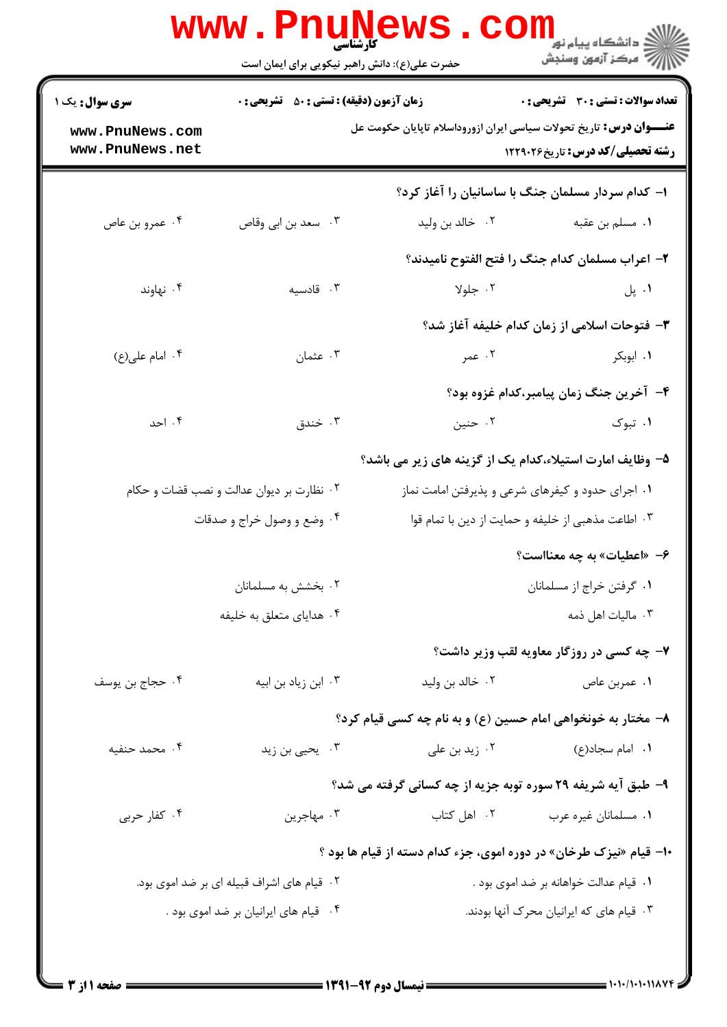**کارشناسی**

حضرت علی(ع): دانش راهبر نیکویی برای ایمان است

دانشگاه پیام نور
مرکز آزمون وسنجش

**سری سوال:** یک ۱

**زمان آزمون (دقیقه) : تستی : ۵۰ تشریحی : ۰**

**تعداد سوالات : تستی : ۳۰ تشریحی : ۰**

**عنـــوان درس:** تاریخ تحولات سیاسی ایران ازوروداسلام تاپایان حکومت عل

**رشته تحصیلی/کد درس:** تاریخ ۱۲۲۹۰۲۶

**۱- کدام سردار مسلمان جنگ با ساسانیان را آغاز کرد؟**

۱. مسلم بن عقبه
۲. خالد بن ولید
۳. سعد بن ابی وقاص
۴. عمرو بن عاص

**۲- اعراب مسلمان کدام جنگ را فتح الفتوح نامیدند؟**

۱. پل
۲. جلولا
۳. قادسیه
۴. نهاوند

**۳- فتوحات اسلامی از زمان کدام خلیفه آغاز شد؟**

۱. ابوبکر
۲. عمر
۳. عثمان
۴. امام علی(ع)

**۴- آخرین جنگ زمان پیامبر،کدام غزوه بود؟**

۱. تبوک
۲. حنین
۳. خندق
۴. احد

**۵- وظایف امارت استیلاء،کدام یک از گزینه های زیر می باشد؟**

۱. اجرای حدود و کیفرهای شرعی و پذیرفتن امامت نماز
۲. نظارت بر دیوان عدالت و نصب قضات و حکام
۳. اطاعت مذهبی از خلیفه و حمایت از دین با تمام قوا
۴. وضع و وصول خراج و صدقات

**۶- «اعطیات» به چه معناست؟**

۱. گرفتن خراج از مسلمانان
۲. بخشش به مسلمانان
۳. مالیات اهل ذمه
۴. هدایای متعلق به خلیفه

**۷- چه کسی در روزگار معاویه لقب وزیر داشت؟**

۱. عمربن عاص
۲. خالد بن ولید
۳. ابن زیاد بن ابیه
۴. حجاج بن یوسف

**۸- مختار به خونخواهی امام حسین (ع) و به نام چه کسی قیام کرد؟**

۱. امام سجاد(ع)
۲. زید بن علی
۳. یحیی بن زید
۴. محمد حنفیه

**۹- طبق آیه شریفه ۲۹ سوره توبه جزیه از چه کسانی گرفته می شد؟**

۱. مسلمانان غیره عرب
۲. اهل کتاب
۳. مهاجرین
۴. کفار حربی

**۱۰- قیام «نیزک طرخان» در دوره اموی، جزء کدام دسته از قیام ها بود ؟**

۱. قیام عدالت خواهانه بر ضد اموی بود .
۲. قیام های اشراف قبیله ای بر ضد اموی بود.
۳. قیام های که ایرانیان محرک آنها بودند.
۴. قیام های ایرانیان بر ضد اموی بود .

نیمسال دوم ۹۲-۱۳۹۱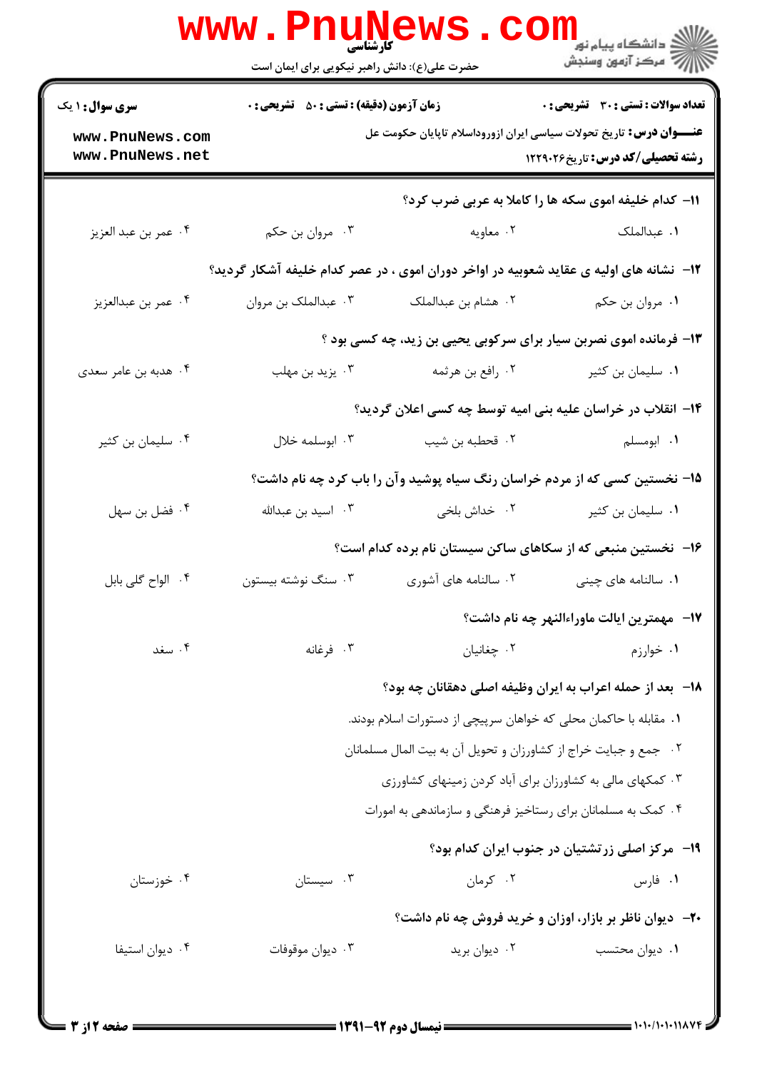**سری سوال:** ۱ یک

**زمان آزمون (دقیقه) : تستی : ۵۰ تشریحی : ۰**

**تعداد سوالات : تستی : ۳۰ تشریحی : ۰**

**عنـــوان درس:** تاریخ تحولات سیاسی ایران ازورود اسلام تاپایان حکومت عل

**رشته تحصیلی/کد درس:** تاریخ ۱۲۲۹۰۲۶

**۱۱- کدام خلیفه اموی سکه ها را کاملا به عربی ضرب کرد؟**

۱. عبدالملک
۲. معاویه
۳. مروان بن حکم
۴. عمر بن عبد العزیز

**۱۲- نشانه های اولیه ی عقاید شعوبیه در اواخر دوران اموی ، در عصر کدام خلیفه آشکار گردید؟**

۱. مروان بن حکم
۲. هشام بن عبدالملک
۳. عبدالملک بن مروان
۴. عمر بن عبدالعزیز

**۱۳- فرمانده اموی نصربن سیار برای سرکوبی یحیی بن زید، چه کسی بود ؟**

۱. سلیمان بن کثیر
۲. رافع بن هرثمه
۳. یزید بن مهلب
۴. هدبه بن عامر سعدی

**۱۴- انقلاب در خراسان علیه بنی امیه توسط چه کسی اعلان گردید؟**

۱. ابومسلم
۲. قحطبه بن شبیب
۳. ابوسلمه خلال
۴. سلیمان بن کثیر

**۱۵- نخستین کسی که از مردم خراسان رنگ سیاه پوشید وآن را باب کرد چه نام داشت؟**

۱. سلیمان بن کثیر
۲. خداش بلخی
۳. اسید بن عبدالله
۴. فضل بن سهل

**۱۶- نخستین منبعی که از سکاهای ساکن سیستان نام برده کدام است؟**

۱. سالنامه های چینی
۲. سالنامه های آشوری
۳. سنگ نوشته بیستون
۴. الواح گلی بابل

**۱۷- مهمترین ایالت ماوراءالنهر چه نام داشت؟**

۱. خوارزم
۲. چغانیان
۳. فرغانه
۴. سغد

**۱۸- بعد از حمله اعراب به ایران وظیفه اصلی دهقانان چه بود؟**

۱. مقابله با حاکمان محلی که خواهان سرپیچی از دستورات اسلام بودند.
۲. جمع و جبایت خراج از کشاورزان و تحویل آن به بیت المال مسلمانان
۳. کمکهای مالی به کشاورزان برای آباد کردن زمینهای کشاورزی
۴. کمک به مسلمانان برای رستاخیز فرهنگی و سازماندهی به امورات

**۱۹- مرکز اصلی زرتشتیان در جنوب ایران کدام بود؟**

۱. فارس
۲. کرمان
۳. سیستان
۴. خوزستان

**۲۰- دیوان ناظر بر بازار، اوزان و خرید فروش چه نام داشت؟**

۱. دیوان محتسب
۲. دیوان برید
۳. دیوان موقوفات
۴. دیوان استیفا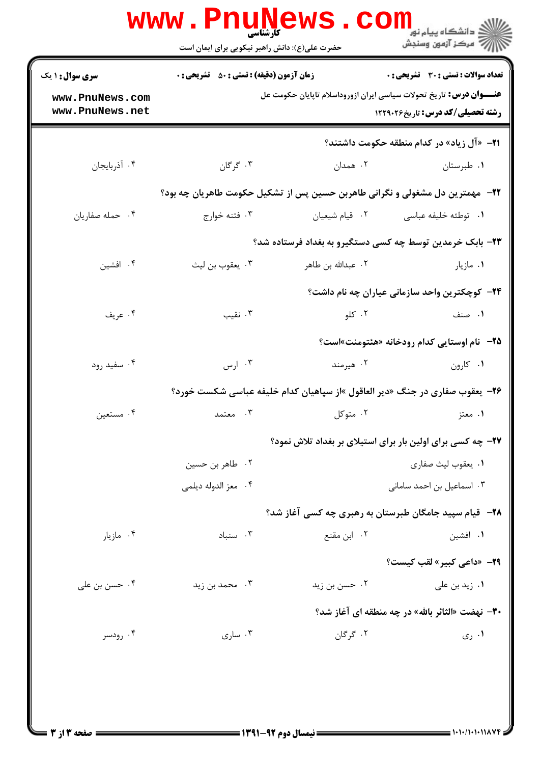۲۱- «آل زیاد» در کدام منطقه حکومت داشتند؟

۱. طبرستان ۲. همدان ۳. گرگان ۴. آذربایجان

۲۲- مهمترین دل مشغولی و نگرانی طاهربن حسین پس از تشکیل حکومت طاهریان چه بود؟

۱. توطئه خلیفه عباسی ۲. قیام شیعیان ۳. فتنه خوارج ۴. حمله صفاریان

۲۳- بابک خرمدین توسط چه کسی دستگیرو به بغداد فرستاده شد؟

۱. مازیار ۲. عبدالله بن طاهر ۳. یعقوب بن لیث ۴. افشین

۲۴- کوچکترین واحد سازمانی عیاران چه نام داشت؟

۱. صنف ۲. کلو ۳. نقیب ۴. عریف

۲۵- نام اوستایی کدام رودخانه «هئتومنت»است؟

۱. کارون ۲. هیرمند ۳. ارس ۴. سفید رود

۲۶- یعقوب صفاری در جنگ «دیر العاقول »از سپاهیان کدام خلیفه عباسی شکست خورد؟

۱. معتز ۲. متوکل ۳. معتمد ۴. مستعین

۲۷- چه کسی برای اولین بار برای استیلای بر بغداد تلاش نمود؟

۱. یعقوب لیث صفاری ۲. طاهر بن حسین
۳. اسماعیل بن احمد سامانی ۴. معز الدوله دیلمی

۲۸- قیام سپید جامگان طبرستان به رهبری چه کسی آغاز شد؟

۱. افشین ۲. ابن مقنع ۳. سنباد ۴. مازیار

۲۹- «داعی کبیر» لقب کیست؟

۱. زید بن علی ۲. حسن بن زید ۳. محمد بن زید ۴. حسن بن علی

۳۰- نهضت «الثائر بالله» در چه منطقه ای آغاز شد؟

۱. ری ۲. گرگان ۳. ساری ۴. رودسر